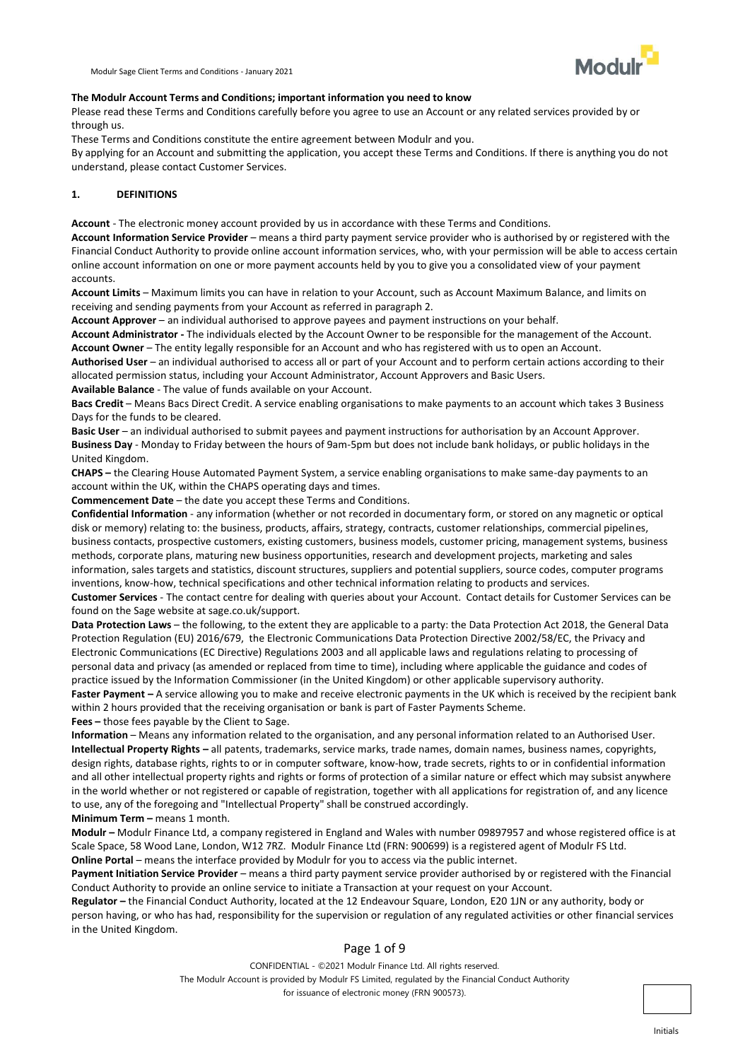**The Modulr Account Terms and Conditions; important information you need to know**

Please read these Terms and Conditions carefully before you agree to use an Account or any related services provided by or through us.

These Terms and Conditions constitute the entire agreement between Modulr and you.

By applying for an Account and submitting the application, you accept these Terms and Conditions. If there is anything you do not understand, please contact Customer Services.

## 1. DEFINITIONS

**Account** - The electronic money account provided by us in accordance with these Terms and Conditions.

**Account Information Service Provider** – means a third party payment service provider who is authorised by or registered with the Financial Conduct Authority to provide online account information services, who, with your permission will be able to access certain online account information on one or more payment accounts held by you to give you a consolidated view of your payment accounts.

**Account Limits** – Maximum limits you can have in relation to your Account, such as Account Maximum Balance, and limits on receiving and sending payments from your Account as referred in paragraph 2.

**Account Approver** – an individual authorised to approve payees and payment instructions on your behalf.

**Account Administrator -** The individuals elected by the Account Owner to be responsible for the management of the Account.

**Account Owner** – The entity legally responsible for an Account and who has registered with us to open an Account.

**Authorised User** – an individual authorised to access all or part of your Account and to perform certain actions according to their allocated permission status, including your Account Administrator, Account Approvers and Basic Users.

**Available Balance** - The value of funds available on your Account.

**Bacs Credit** – Means Bacs Direct Credit. A service enabling organisations to make payments to an account which takes 3 Business Days for the funds to be cleared.

**Basic User** – an individual authorised to submit payees and payment instructions for authorisation by an Account Approver.

**Business Day** - Monday to Friday between the hours of 9am-5pm but does not include bank holidays, or public holidays in the United Kingdom.

**CHAPS –** the Clearing House Automated Payment System, a service enabling organisations to make same-day payments to an account within the UK, within the CHAPS operating days and times.

**Commencement Date** – the date you accept these Terms and Conditions.

**Confidential Information** - any information (whether or not recorded in documentary form, or stored on any magnetic or optical disk or memory) relating to: the business, products, affairs, strategy, contracts, customer relationships, commercial pipelines, business contacts, prospective customers, existing customers, business models, customer pricing, management systems, business methods, corporate plans, maturing new business opportunities, research and development projects, marketing and sales information, sales targets and statistics, discount structures, suppliers and potential suppliers, source codes, computer programs inventions, know-how, technical specifications and other technical information relating to products and services.

**Customer Services** - The contact centre for dealing with queries about your Account. Contact details for Customer Services can be found on the Sage website at sage.co.uk/support.

**Data Protection Laws** – the following, to the extent they are applicable to a party: the Data Protection Act 2018, the General Data Protection Regulation (EU) 2016/679, the Electronic Communications Data Protection Directive 2002/58/EC, the Privacy and Electronic Communications (EC Directive) Regulations 2003 and all applicable laws and regulations relating to processing of personal data and privacy (as amended or replaced from time to time), including where applicable the guidance and codes of practice issued by the Information Commissioner (in the United Kingdom) or other applicable supervisory authority.

**Faster Payment –** A service allowing you to make and receive electronic payments in the UK which is received by the recipient bank within 2 hours provided that the receiving organisation or bank is part of Faster Payments Scheme.

**Fees –** those fees payable by the Client to Sage.

**Information** – Means any information related to the organisation, and any personal information related to an Authorised User.

**Intellectual Property Rights –** all patents, trademarks, service marks, trade names, domain names, business names, copyrights, design rights, database rights, rights to or in computer software, know-how, trade secrets, rights to or in confidential information and all other intellectual property rights and rights or forms of protection of a similar nature or effect which may subsist anywhere in the world whether or not registered or capable of registration, together with all applications for registration of, and any licence to use, any of the foregoing and "Intellectual Property" shall be construed accordingly.

**Minimum Term –** means 1 month.

**Modulr –** Modulr Finance Ltd, a company registered in England and Wales with number 09897957 and whose registered office is at Scale Space, 58 Wood Lane, London, W12 7RZ. Modulr Finance Ltd (FRN: 900699) is a registered agent of Modulr FS Ltd.

**Online Portal** – means the interface provided by Modulr for you to access via the public internet.

**Payment Initiation Service Provider** – means a third party payment service provider authorised by or registered with the Financial Conduct Authority to provide an online service to initiate a Transaction at your request on your Account.

**Regulator –** the Financial Conduct Authority, located at the 12 Endeavour Square, London, E20 1JN or any authority, body or person having, or who has had, responsibility for the supervision or regulation of any regulated activities or other financial services in the United Kingdom.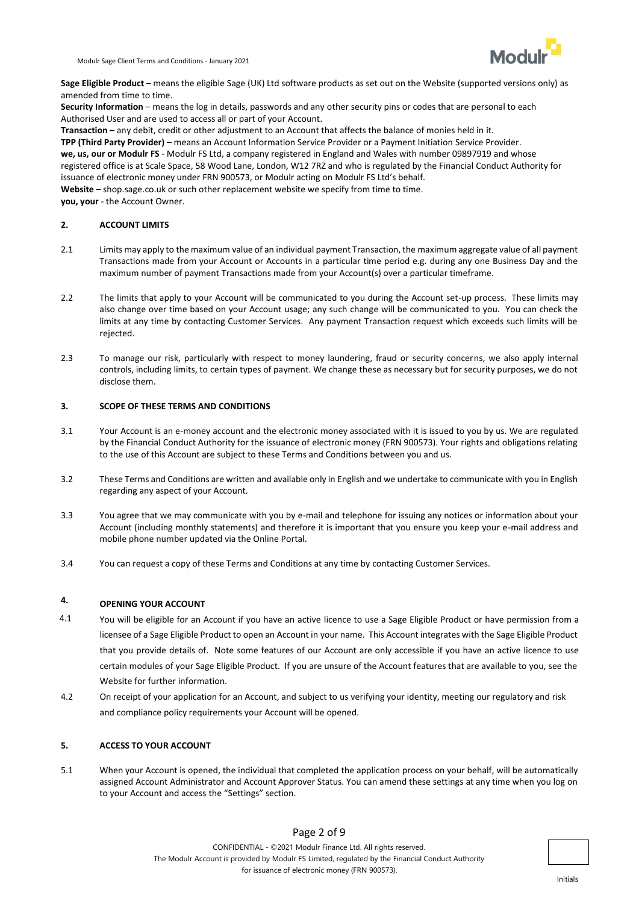**Sage Eligible Product** – means the eligible Sage (UK) Ltd software products as set out on the Website (supported versions only) as amended from time to time.

**Security Information** – means the log in details, passwords and any other security pins or codes that are personal to each Authorised User and are used to access all or part of your Account.

**Transaction –** any debit, credit or other adjustment to an Account that affects the balance of monies held in it.

**TPP (Third Party Provider)** – means an Account Information Service Provider or a Payment Initiation Service Provider.

**we, us, our or Modulr FS** - Modulr FS Ltd, a company registered in England and Wales with number 09897919 and whose registered office is at Scale Space, 58 Wood Lane, London, W12 7RZ and who is regulated by the Financial Conduct Authority for issuance of electronic money under FRN 900573, or Modulr acting on Modulr FS Ltd's behalf.

**Website** – shop.sage.co.uk or such other replacement website we specify from time to time.

**you, your** - the Account Owner.

## 2. ACCOUNT LIMITS

2.1 Limits may apply to the maximum value of an individual payment Transaction, the maximum aggregate value of all payment Transactions made from your Account or Accounts in a particular time period e.g. during any one Business Day and the maximum number of payment Transactions made from your Account(s) over a particular timeframe.

2.2 The limits that apply to your Account will be communicated to you during the Account set-up process. These limits may also change over time based on your Account usage; any such change will be communicated to you. You can check the limits at any time by contacting Customer Services. Any payment Transaction request which exceeds such limits will be rejected.

2.3 To manage our risk, particularly with respect to money laundering, fraud or security concerns, we also apply internal controls, including limits, to certain types of payment. We change these as necessary but for security purposes, we do not disclose them.

## 3. SCOPE OF THESE TERMS AND CONDITIONS

3.1 Your Account is an e-money account and the electronic money associated with it is issued to you by us. We are regulated by the Financial Conduct Authority for the issuance of electronic money (FRN 900573). Your rights and obligations relating to the use of this Account are subject to these Terms and Conditions between you and us.

3.2 These Terms and Conditions are written and available only in English and we undertake to communicate with you in English regarding any aspect of your Account.

3.3 You agree that we may communicate with you by e-mail and telephone for issuing any notices or information about your Account (including monthly statements) and therefore it is important that you ensure you keep your e-mail address and mobile phone number updated via the Online Portal.

3.4 You can request a copy of these Terms and Conditions at any time by contacting Customer Services.

## 4. OPENING YOUR ACCOUNT

4.1 You will be eligible for an Account if you have an active licence to use a Sage Eligible Product or have permission from a licensee of a Sage Eligible Product to open an Account in your name. This Account integrates with the Sage Eligible Product that you provide details of. Note some features of our Account are only accessible if you have an active licence to use certain modules of your Sage Eligible Product. If you are unsure of the Account features that are available to you, see the Website for further information.

4.2 On receipt of your application for an Account, and subject to us verifying your identity, meeting our regulatory and risk and compliance policy requirements your Account will be opened.

## 5. ACCESS TO YOUR ACCOUNT

5.1 When your Account is opened, the individual that completed the application process on your behalf, will be automatically assigned Account Administrator and Account Approver Status. You can amend these settings at any time when you log on to your Account and access the "Settings" section.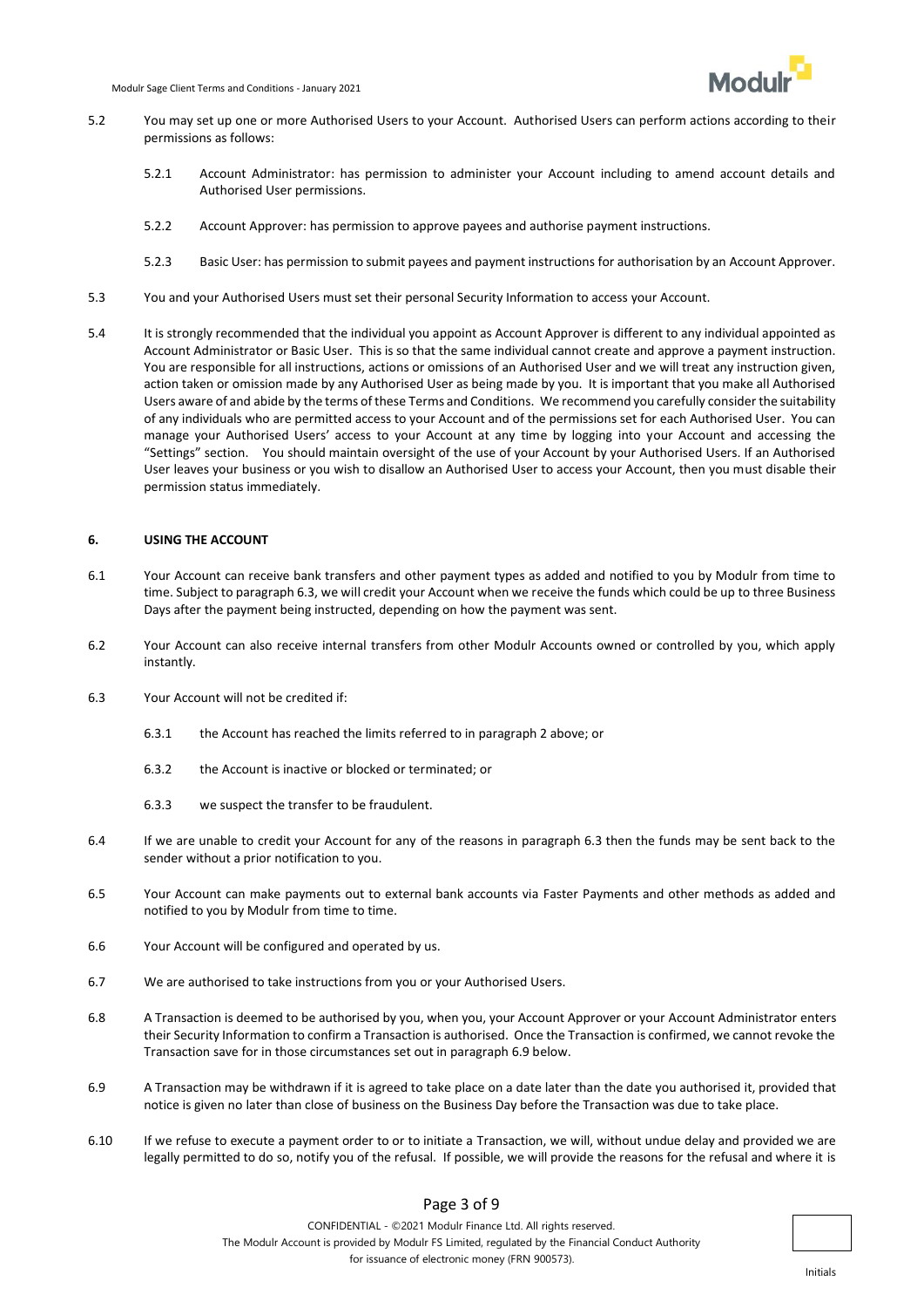5.2 You may set up one or more Authorised Users to your Account. Authorised Users can perform actions according to their permissions as follows:

5.2.1 Account Administrator: has permission to administer your Account including to amend account details and Authorised User permissions.

5.2.2 Account Approver: has permission to approve payees and authorise payment instructions.

5.2.3 Basic User: has permission to submit payees and payment instructions for authorisation by an Account Approver.

5.3 You and your Authorised Users must set their personal Security Information to access your Account.

5.4 It is strongly recommended that the individual you appoint as Account Approver is different to any individual appointed as Account Administrator or Basic User. This is so that the same individual cannot create and approve a payment instruction. You are responsible for all instructions, actions or omissions of an Authorised User and we will treat any instruction given, action taken or omission made by any Authorised User as being made by you. It is important that you make all Authorised Users aware of and abide by the terms of these Terms and Conditions. We recommend you carefully consider the suitability of any individuals who are permitted access to your Account and of the permissions set for each Authorised User. You can manage your Authorised Users' access to your Account at any time by logging into your Account and accessing the "Settings" section. You should maintain oversight of the use of your Account by your Authorised Users. If an Authorised User leaves your business or you wish to disallow an Authorised User to access your Account, then you must disable their permission status immediately.

## 6. USING THE ACCOUNT

6.1 Your Account can receive bank transfers and other payment types as added and notified to you by Modulr from time to time. Subject to paragraph 6.3, we will credit your Account when we receive the funds which could be up to three Business Days after the payment being instructed, depending on how the payment was sent.

6.2 Your Account can also receive internal transfers from other Modulr Accounts owned or controlled by you, which apply instantly.

6.3 Your Account will not be credited if:

6.3.1 the Account has reached the limits referred to in paragraph 2 above; or

6.3.2 the Account is inactive or blocked or terminated; or

6.3.3 we suspect the transfer to be fraudulent.

6.4 If we are unable to credit your Account for any of the reasons in paragraph 6.3 then the funds may be sent back to the sender without a prior notification to you.

6.5 Your Account can make payments out to external bank accounts via Faster Payments and other methods as added and notified to you by Modulr from time to time.

6.6 Your Account will be configured and operated by us.

6.7 We are authorised to take instructions from you or your Authorised Users.

6.8 A Transaction is deemed to be authorised by you, when you, your Account Approver or your Account Administrator enters their Security Information to confirm a Transaction is authorised. Once the Transaction is confirmed, we cannot revoke the Transaction save for in those circumstances set out in paragraph 6.9 below.

6.9 A Transaction may be withdrawn if it is agreed to take place on a date later than the date you authorised it, provided that notice is given no later than close of business on the Business Day before the Transaction was due to take place.

6.10 If we refuse to execute a payment order to or to initiate a Transaction, we will, without undue delay and provided we are legally permitted to do so, notify you of the refusal. If possible, we will provide the reasons for the refusal and where it is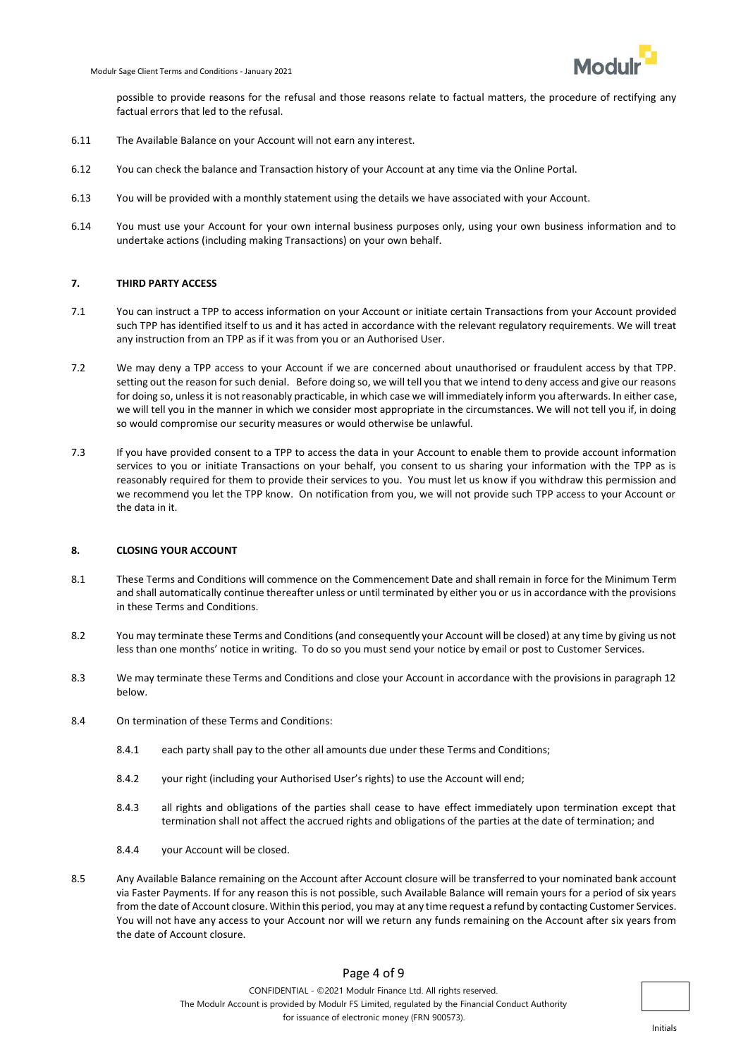possible to provide reasons for the refusal and those reasons relate to factual matters, the procedure of rectifying any factual errors that led to the refusal.

6.11 The Available Balance on your Account will not earn any interest.

6.12 You can check the balance and Transaction history of your Account at any time via the Online Portal.

6.13 You will be provided with a monthly statement using the details we have associated with your Account.

6.14 You must use your Account for your own internal business purposes only, using your own business information and to undertake actions (including making Transactions) on your own behalf.

## 7. THIRD PARTY ACCESS

7.1 You can instruct a TPP to access information on your Account or initiate certain Transactions from your Account provided such TPP has identified itself to us and it has acted in accordance with the relevant regulatory requirements. We will treat any instruction from an TPP as if it was from you or an Authorised User.

7.2 We may deny a TPP access to your Account if we are concerned about unauthorised or fraudulent access by that TPP. setting out the reason for such denial. Before doing so, we will tell you that we intend to deny access and give our reasons for doing so, unless it is not reasonably practicable, in which case we will immediately inform you afterwards. In either case, we will tell you in the manner in which we consider most appropriate in the circumstances. We will not tell you if, in doing so would compromise our security measures or would otherwise be unlawful.

7.3 If you have provided consent to a TPP to access the data in your Account to enable them to provide account information services to you or initiate Transactions on your behalf, you consent to us sharing your information with the TPP as is reasonably required for them to provide their services to you. You must let us know if you withdraw this permission and we recommend you let the TPP know. On notification from you, we will not provide such TPP access to your Account or the data in it.

## 8. CLOSING YOUR ACCOUNT

8.1 These Terms and Conditions will commence on the Commencement Date and shall remain in force for the Minimum Term and shall automatically continue thereafter unless or until terminated by either you or us in accordance with the provisions in these Terms and Conditions.

8.2 You may terminate these Terms and Conditions (and consequently your Account will be closed) at any time by giving us not less than one months' notice in writing. To do so you must send your notice by email or post to Customer Services.

8.3 We may terminate these Terms and Conditions and close your Account in accordance with the provisions in paragraph 12 below.

8.4 On termination of these Terms and Conditions:

8.4.1 each party shall pay to the other all amounts due under these Terms and Conditions;

8.4.2 your right (including your Authorised User's rights) to use the Account will end;

8.4.3 all rights and obligations of the parties shall cease to have effect immediately upon termination except that termination shall not affect the accrued rights and obligations of the parties at the date of termination; and

8.4.4 your Account will be closed.

8.5 Any Available Balance remaining on the Account after Account closure will be transferred to your nominated bank account via Faster Payments. If for any reason this is not possible, such Available Balance will remain yours for a period of six years from the date of Account closure. Within this period, you may at any time request a refund by contacting Customer Services. You will not have any access to your Account nor will we return any funds remaining on the Account after six years from the date of Account closure.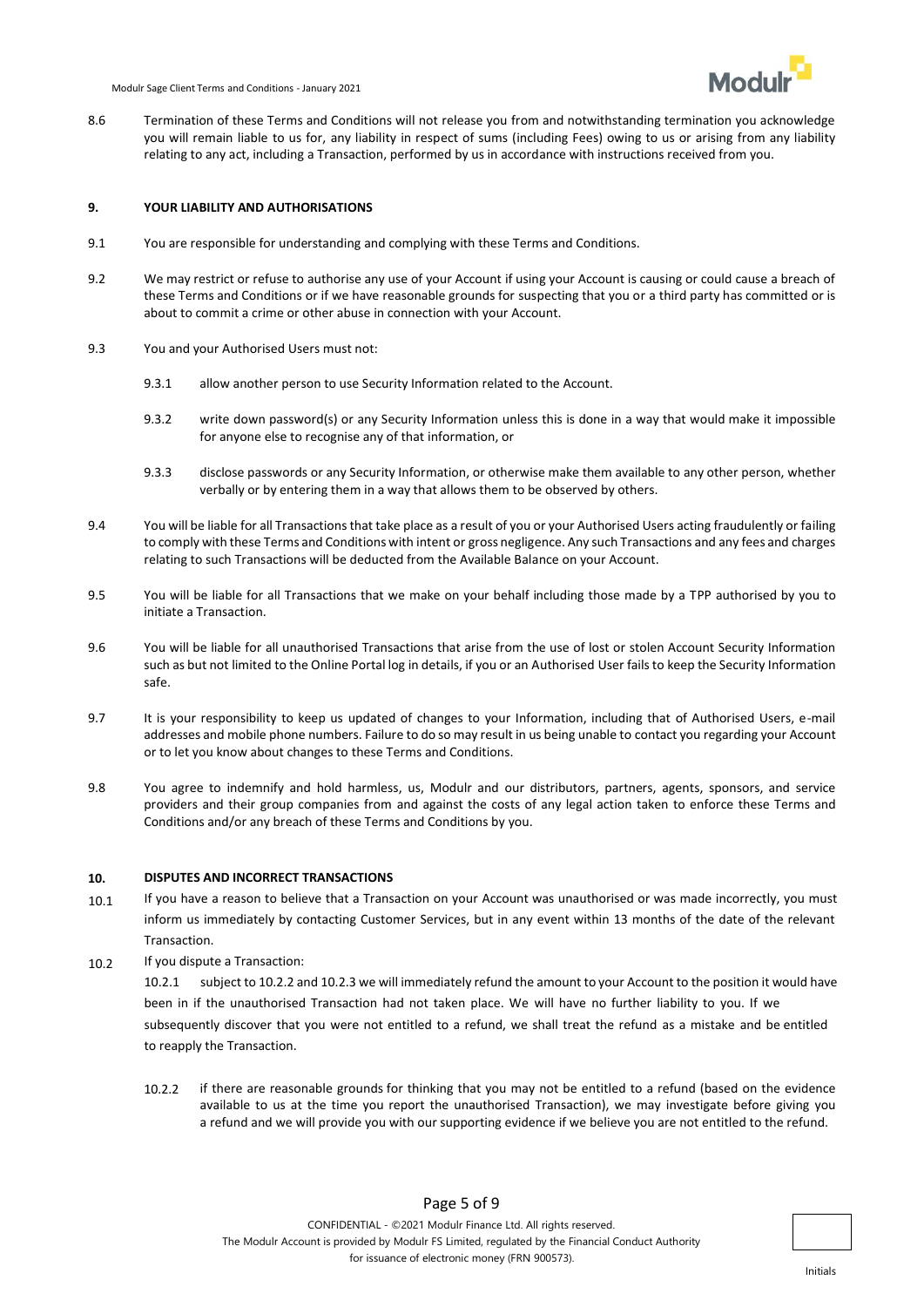8.6 Termination of these Terms and Conditions will not release you from and notwithstanding termination you acknowledge you will remain liable to us for, any liability in respect of sums (including Fees) owing to us or arising from any liability relating to any act, including a Transaction, performed by us in accordance with instructions received from you.

## 9. YOUR LIABILITY AND AUTHORISATIONS

9.1 You are responsible for understanding and complying with these Terms and Conditions.

9.2 We may restrict or refuse to authorise any use of your Account if using your Account is causing or could cause a breach of these Terms and Conditions or if we have reasonable grounds for suspecting that you or a third party has committed or is about to commit a crime or other abuse in connection with your Account.

9.3 You and your Authorised Users must not:

9.3.1 allow another person to use Security Information related to the Account.

9.3.2 write down password(s) or any Security Information unless this is done in a way that would make it impossible for anyone else to recognise any of that information, or

9.3.3 disclose passwords or any Security Information, or otherwise make them available to any other person, whether verbally or by entering them in a way that allows them to be observed by others.

9.4 You will be liable for all Transactions that take place as a result of you or your Authorised Users acting fraudulently or failing to comply with these Terms and Conditions with intent or gross negligence. Any such Transactions and any fees and charges relating to such Transactions will be deducted from the Available Balance on your Account.

9.5 You will be liable for all Transactions that we make on your behalf including those made by a TPP authorised by you to initiate a Transaction.

9.6 You will be liable for all unauthorised Transactions that arise from the use of lost or stolen Account Security Information such as but not limited to the Online Portal log in details, if you or an Authorised User fails to keep the Security Information safe.

9.7 It is your responsibility to keep us updated of changes to your Information, including that of Authorised Users, e-mail addresses and mobile phone numbers. Failure to do so may result in us being unable to contact you regarding your Account or to let you know about changes to these Terms and Conditions.

9.8 You agree to indemnify and hold harmless, us, Modulr and our distributors, partners, agents, sponsors, and service providers and their group companies from and against the costs of any legal action taken to enforce these Terms and Conditions and/or any breach of these Terms and Conditions by you.

## 10. DISPUTES AND INCORRECT TRANSACTIONS

10.1 If you have a reason to believe that a Transaction on your Account was unauthorised or was made incorrectly, you must inform us immediately by contacting Customer Services, but in any event within 13 months of the date of the relevant Transaction.

10.2 If you dispute a Transaction:

10.2.1 subject to 10.2.2 and 10.2.3 we will immediately refund the amount to your Account to the position it would have been in if the unauthorised Transaction had not taken place. We will have no further liability to you. If we subsequently discover that you were not entitled to a refund, we shall treat the refund as a mistake and be entitled to reapply the Transaction.

10.2.2 if there are reasonable grounds for thinking that you may not be entitled to a refund (based on the evidence available to us at the time you report the unauthorised Transaction), we may investigate before giving you a refund and we will provide you with our supporting evidence if we believe you are not entitled to the refund.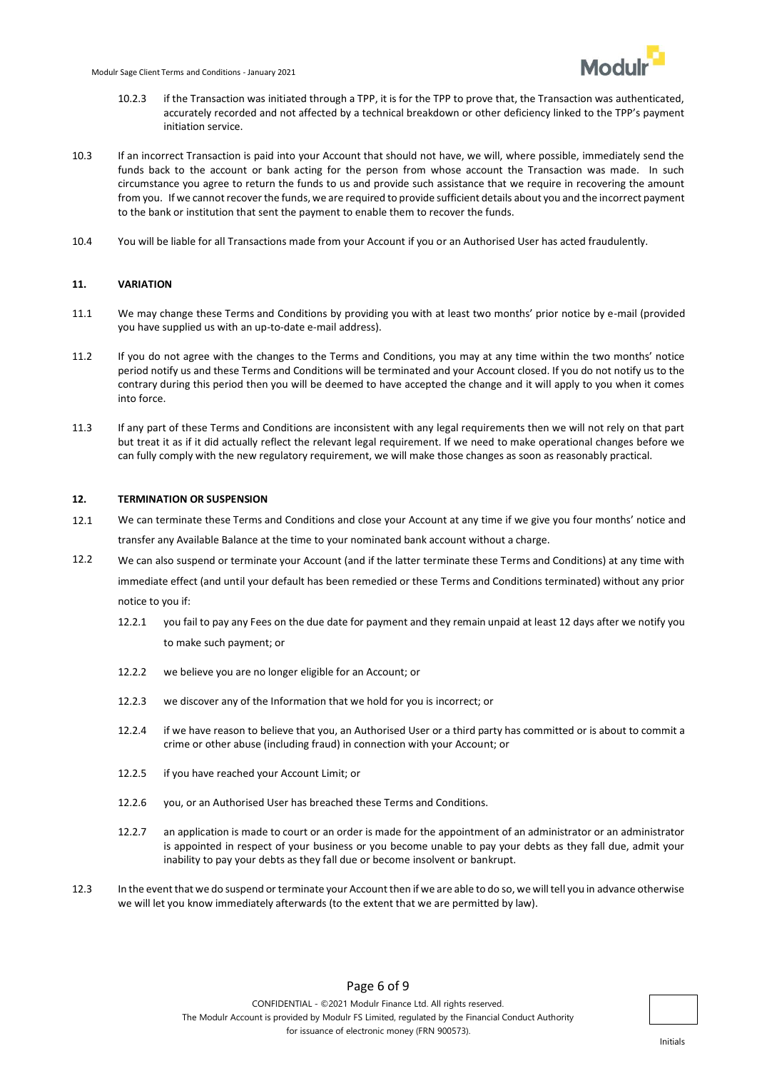10.2.3 if the Transaction was initiated through a TPP, it is for the TPP to prove that, the Transaction was authenticated, accurately recorded and not affected by a technical breakdown or other deficiency linked to the TPP's payment initiation service.

10.3 If an incorrect Transaction is paid into your Account that should not have, we will, where possible, immediately send the funds back to the account or bank acting for the person from whose account the Transaction was made. In such circumstance you agree to return the funds to us and provide such assistance that we require in recovering the amount from you. If we cannot recover the funds, we are required to provide sufficient details about you and the incorrect payment to the bank or institution that sent the payment to enable them to recover the funds.

10.4 You will be liable for all Transactions made from your Account if you or an Authorised User has acted fraudulently.

## 11. VARIATION

11.1 We may change these Terms and Conditions by providing you with at least two months' prior notice by e-mail (provided you have supplied us with an up-to-date e-mail address).

11.2 If you do not agree with the changes to the Terms and Conditions, you may at any time within the two months' notice period notify us and these Terms and Conditions will be terminated and your Account closed. If you do not notify us to the contrary during this period then you will be deemed to have accepted the change and it will apply to you when it comes into force.

11.3 If any part of these Terms and Conditions are inconsistent with any legal requirements then we will not rely on that part but treat it as if it did actually reflect the relevant legal requirement. If we need to make operational changes before we can fully comply with the new regulatory requirement, we will make those changes as soon as reasonably practical.

## 12. TERMINATION OR SUSPENSION

12.1 We can terminate these Terms and Conditions and close your Account at any time if we give you four months' notice and transfer any Available Balance at the time to your nominated bank account without a charge.

12.2 We can also suspend or terminate your Account (and if the latter terminate these Terms and Conditions) at any time with immediate effect (and until your default has been remedied or these Terms and Conditions terminated) without any prior notice to you if:

12.2.1 you fail to pay any Fees on the due date for payment and they remain unpaid at least 12 days after we notify you to make such payment; or

12.2.2 we believe you are no longer eligible for an Account; or

12.2.3 we discover any of the Information that we hold for you is incorrect; or

12.2.4 if we have reason to believe that you, an Authorised User or a third party has committed or is about to commit a crime or other abuse (including fraud) in connection with your Account; or

12.2.5 if you have reached your Account Limit; or

12.2.6 you, or an Authorised User has breached these Terms and Conditions.

12.2.7 an application is made to court or an order is made for the appointment of an administrator or an administrator is appointed in respect of your business or you become unable to pay your debts as they fall due, admit your inability to pay your debts as they fall due or become insolvent or bankrupt.

12.3 In the event that we do suspend or terminate your Account then if we are able to do so, we will tell you in advance otherwise we will let you know immediately afterwards (to the extent that we are permitted by law).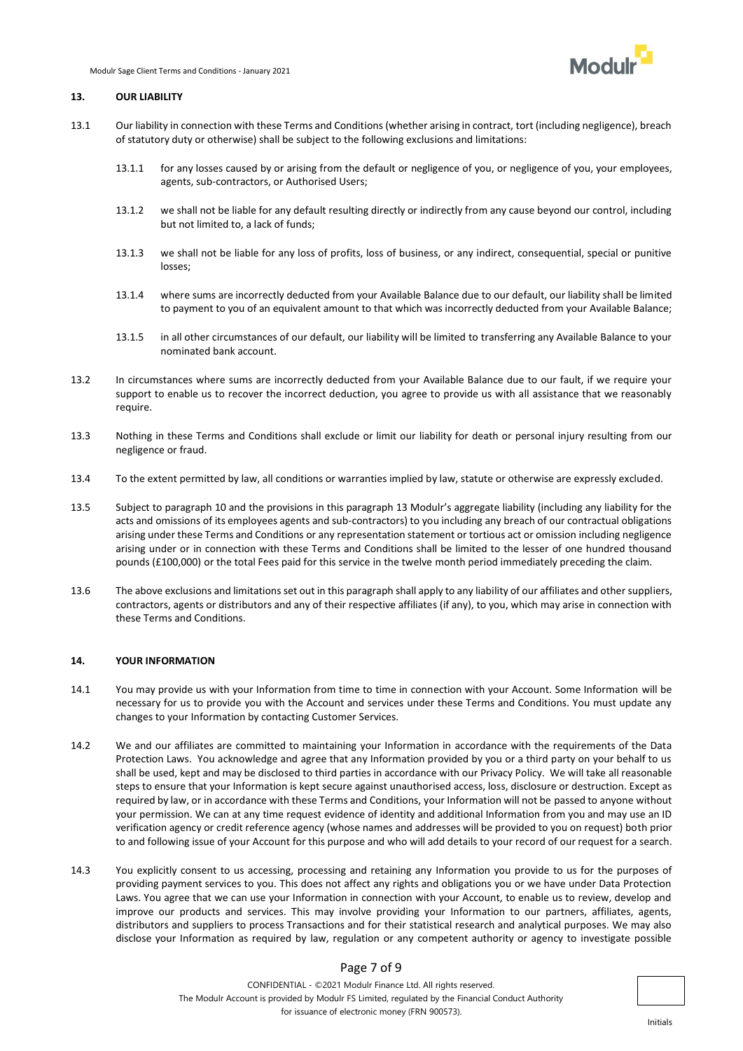## 13. OUR LIABILITY

13.1 Our liability in connection with these Terms and Conditions (whether arising in contract, tort (including negligence), breach of statutory duty or otherwise) shall be subject to the following exclusions and limitations:

13.1.1 for any losses caused by or arising from the default or negligence of you, or negligence of you, your employees, agents, sub-contractors, or Authorised Users;

13.1.2 we shall not be liable for any default resulting directly or indirectly from any cause beyond our control, including but not limited to, a lack of funds;

13.1.3 we shall not be liable for any loss of profits, loss of business, or any indirect, consequential, special or punitive losses;

13.1.4 where sums are incorrectly deducted from your Available Balance due to our default, our liability shall be limited to payment to you of an equivalent amount to that which was incorrectly deducted from your Available Balance;

13.1.5 in all other circumstances of our default, our liability will be limited to transferring any Available Balance to your nominated bank account.

13.2 In circumstances where sums are incorrectly deducted from your Available Balance due to our fault, if we require your support to enable us to recover the incorrect deduction, you agree to provide us with all assistance that we reasonably require.

13.3 Nothing in these Terms and Conditions shall exclude or limit our liability for death or personal injury resulting from our negligence or fraud.

13.4 To the extent permitted by law, all conditions or warranties implied by law, statute or otherwise are expressly excluded.

13.5 Subject to paragraph 10 and the provisions in this paragraph 13 Modulr's aggregate liability (including any liability for the acts and omissions of its employees agents and sub-contractors) to you including any breach of our contractual obligations arising under these Terms and Conditions or any representation statement or tortious act or omission including negligence arising under or in connection with these Terms and Conditions shall be limited to the lesser of one hundred thousand pounds (£100,000) or the total Fees paid for this service in the twelve month period immediately preceding the claim.

13.6 The above exclusions and limitations set out in this paragraph shall apply to any liability of our affiliates and other suppliers, contractors, agents or distributors and any of their respective affiliates (if any), to you, which may arise in connection with these Terms and Conditions.

## 14. YOUR INFORMATION

14.1 You may provide us with your Information from time to time in connection with your Account. Some Information will be necessary for us to provide you with the Account and services under these Terms and Conditions. You must update any changes to your Information by contacting Customer Services.

14.2 We and our affiliates are committed to maintaining your Information in accordance with the requirements of the Data Protection Laws. You acknowledge and agree that any Information provided by you or a third party on your behalf to us shall be used, kept and may be disclosed to third parties in accordance with our Privacy Policy. We will take all reasonable steps to ensure that your Information is kept secure against unauthorised access, loss, disclosure or destruction. Except as required by law, or in accordance with these Terms and Conditions, your Information will not be passed to anyone without your permission. We can at any time request evidence of identity and additional Information from you and may use an ID verification agency or credit reference agency (whose names and addresses will be provided to you on request) both prior to and following issue of your Account for this purpose and who will add details to your record of our request for a search.

14.3 You explicitly consent to us accessing, processing and retaining any Information you provide to us for the purposes of providing payment services to you. This does not affect any rights and obligations you or we have under Data Protection Laws. You agree that we can use your Information in connection with your Account, to enable us to review, develop and improve our products and services. This may involve providing your Information to our partners, affiliates, agents, distributors and suppliers to process Transactions and for their statistical research and analytical purposes. We may also disclose your Information as required by law, regulation or any competent authority or agency to investigate possible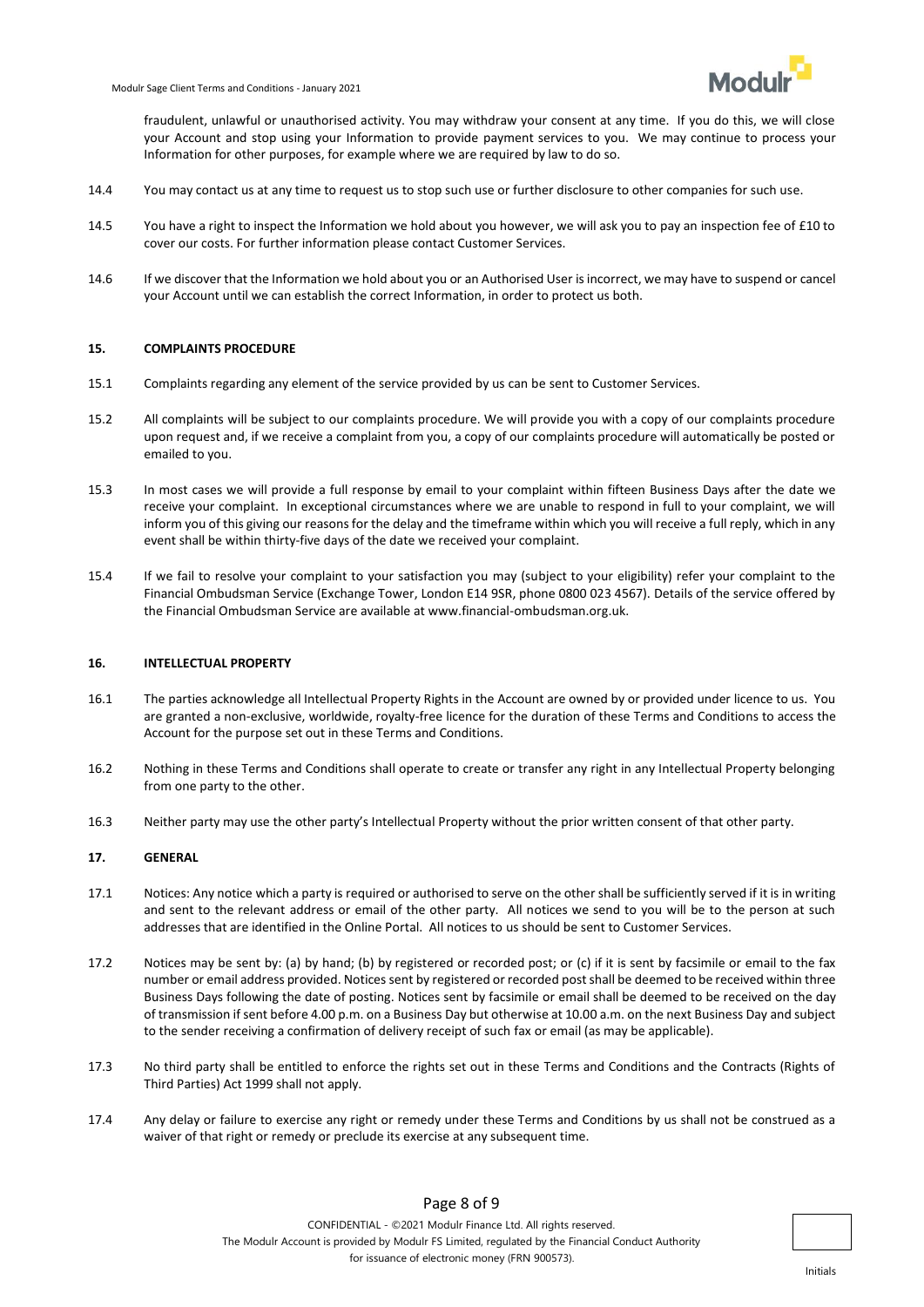fraudulent, unlawful or unauthorised activity. You may withdraw your consent at any time. If you do this, we will close your Account and stop using your Information to provide payment services to you. We may continue to process your Information for other purposes, for example where we are required by law to do so.

14.4 You may contact us at any time to request us to stop such use or further disclosure to other companies for such use.

14.5 You have a right to inspect the Information we hold about you however, we will ask you to pay an inspection fee of £10 to cover our costs. For further information please contact Customer Services.

14.6 If we discover that the Information we hold about you or an Authorised User is incorrect, we may have to suspend or cancel your Account until we can establish the correct Information, in order to protect us both.

## 15. COMPLAINTS PROCEDURE

15.1 Complaints regarding any element of the service provided by us can be sent to Customer Services.

15.2 All complaints will be subject to our complaints procedure. We will provide you with a copy of our complaints procedure upon request and, if we receive a complaint from you, a copy of our complaints procedure will automatically be posted or emailed to you.

15.3 In most cases we will provide a full response by email to your complaint within fifteen Business Days after the date we receive your complaint. In exceptional circumstances where we are unable to respond in full to your complaint, we will inform you of this giving our reasons for the delay and the timeframe within which you will receive a full reply, which in any event shall be within thirty-five days of the date we received your complaint.

15.4 If we fail to resolve your complaint to your satisfaction you may (subject to your eligibility) refer your complaint to the Financial Ombudsman Service (Exchange Tower, London E14 9SR, phone 0800 023 4567). Details of the service offered by the Financial Ombudsman Service are available at www.financial-ombudsman.org.uk.

## 16. INTELLECTUAL PROPERTY

16.1 The parties acknowledge all Intellectual Property Rights in the Account are owned by or provided under licence to us. You are granted a non-exclusive, worldwide, royalty-free licence for the duration of these Terms and Conditions to access the Account for the purpose set out in these Terms and Conditions.

16.2 Nothing in these Terms and Conditions shall operate to create or transfer any right in any Intellectual Property belonging from one party to the other.

16.3 Neither party may use the other party's Intellectual Property without the prior written consent of that other party.

## 17. GENERAL

17.1 Notices: Any notice which a party is required or authorised to serve on the other shall be sufficiently served if it is in writing and sent to the relevant address or email of the other party. All notices we send to you will be to the person at such addresses that are identified in the Online Portal. All notices to us should be sent to Customer Services.

17.2 Notices may be sent by: (a) by hand; (b) by registered or recorded post; or (c) if it is sent by facsimile or email to the fax number or email address provided. Notices sent by registered or recorded post shall be deemed to be received within three Business Days following the date of posting. Notices sent by facsimile or email shall be deemed to be received on the day of transmission if sent before 4.00 p.m. on a Business Day but otherwise at 10.00 a.m. on the next Business Day and subject to the sender receiving a confirmation of delivery receipt of such fax or email (as may be applicable).

17.3 No third party shall be entitled to enforce the rights set out in these Terms and Conditions and the Contracts (Rights of Third Parties) Act 1999 shall not apply.

17.4 Any delay or failure to exercise any right or remedy under these Terms and Conditions by us shall not be construed as a waiver of that right or remedy or preclude its exercise at any subsequent time.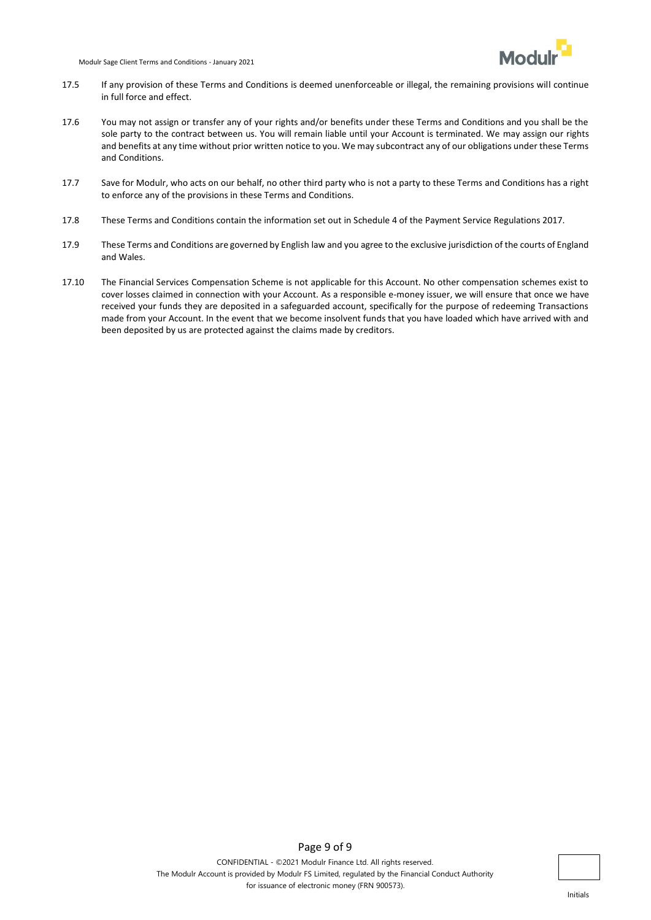17.5 If any provision of these Terms and Conditions is deemed unenforceable or illegal, the remaining provisions will continue in full force and effect.

17.6 You may not assign or transfer any of your rights and/or benefits under these Terms and Conditions and you shall be the sole party to the contract between us. You will remain liable until your Account is terminated. We may assign our rights and benefits at any time without prior written notice to you. We may subcontract any of our obligations under these Terms and Conditions.

17.7 Save for Modulr, who acts on our behalf, no other third party who is not a party to these Terms and Conditions has a right to enforce any of the provisions in these Terms and Conditions.

17.8 These Terms and Conditions contain the information set out in Schedule 4 of the Payment Service Regulations 2017.

17.9 These Terms and Conditions are governed by English law and you agree to the exclusive jurisdiction of the courts of England and Wales.

17.10 The Financial Services Compensation Scheme is not applicable for this Account. No other compensation schemes exist to cover losses claimed in connection with your Account. As a responsible e-money issuer, we will ensure that once we have received your funds they are deposited in a safeguarded account, specifically for the purpose of redeeming Transactions made from your Account. In the event that we become insolvent funds that you have loaded which have arrived with and been deposited by us are protected against the claims made by creditors.